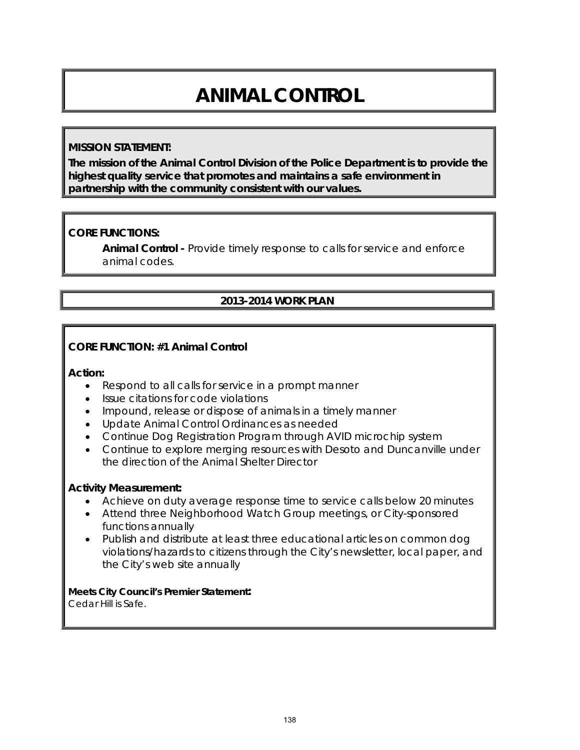# ANIMAL CONTROL

**MISSION STATEMENT:**

**The mission of the Animal Control Division of the Police Department is to provide the highest quality service that promotes and maintains a safe environment in partnership with the community consistent with our values.**

**CORE FUNCTIONS:**

**Animal Control -** Provide timely response to calls for service and enforce animal codes.

## 2013-2014 WORK PLAN

**CORE FUNCTION: #1 Animal Control**

**Action:**

- Respond to all calls for service in a prompt manner
- Issue citations for code violations
- Impound, release or dispose of animals in a timely manner
- Update Animal Control Ordinances as needed
- Continue Dog Registration Program through AVID microchip system
- Continue to explore merging resources with Desoto and Duncanville under the direction of the Animal Shelter Director

**Activity Measurement:**

- Achieve on duty average response time to service calls below 20 minutes
- Attend three Neighborhood Watch Group meetings, or City-sponsored functions annually
- Publish and distribute at least three educational articles on common dog violations/hazards to citizens through the City's newsletter, local paper, and the City's web site annually

**Meets City Council's Premier Statement:**

Cedar Hill is Safe.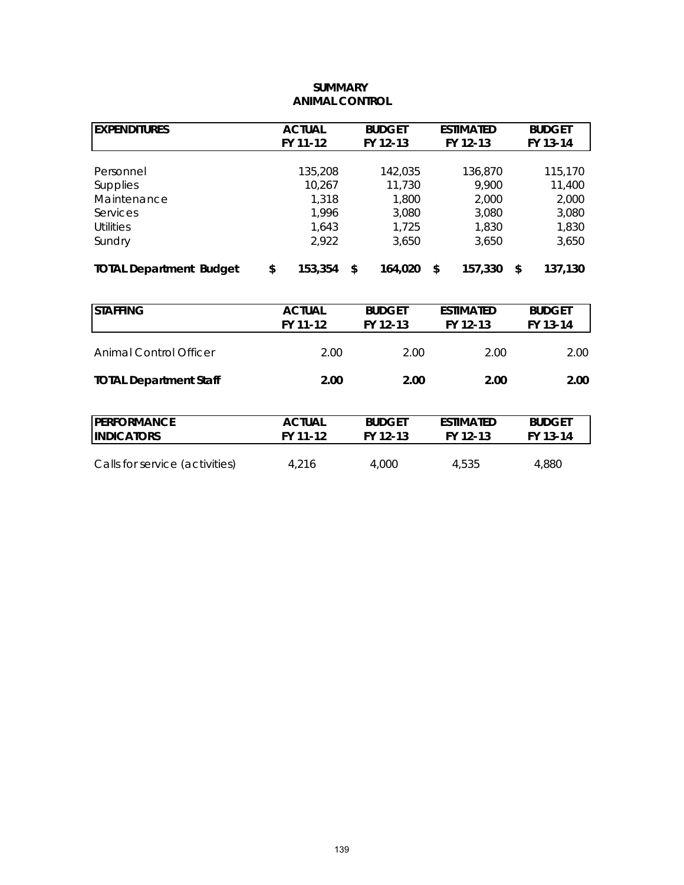# SUMMARY
## ANIMAL CONTROL

| EXPENDITURES | ACTUAL FY 11-12 | BUDGET FY 12-13 | ESTIMATED FY 12-13 | BUDGET FY 13-14 |
|---|---|---|---|---|
| Personnel | 135,208 | 142,035 | 136,870 | 115,170 |
| Supplies | 10,267 | 11,730 | 9,900 | 11,400 |
| Maintenance | 1,318 | 1,800 | 2,000 | 2,000 |
| Services | 1,996 | 3,080 | 3,080 | 3,080 |
| Utilities | 1,643 | 1,725 | 1,830 | 1,830 |
| Sundry | 2,922 | 3,650 | 3,650 | 3,650 |
| **TOTAL Department Budget** | **$ 153,354** | **$ 164,020** | **$ 157,330** | **$ 137,130** |

| STAFFING | ACTUAL FY 11-12 | BUDGET FY 12-13 | ESTIMATED FY 12-13 | BUDGET FY 13-14 |
|---|---|---|---|---|
| Animal Control Officer | 2.00 | 2.00 | 2.00 | 2.00 |
| **TOTAL Department Staff** | **2.00** | **2.00** | **2.00** | **2.00** |

| PERFORMANCE INDICATORS | ACTUAL FY 11-12 | BUDGET FY 12-13 | ESTIMATED FY 12-13 | BUDGET FY 13-14 |
|---|---|---|---|---|
| Calls for service (activities) | 4,216 | 4,000 | 4,535 | 4,880 |